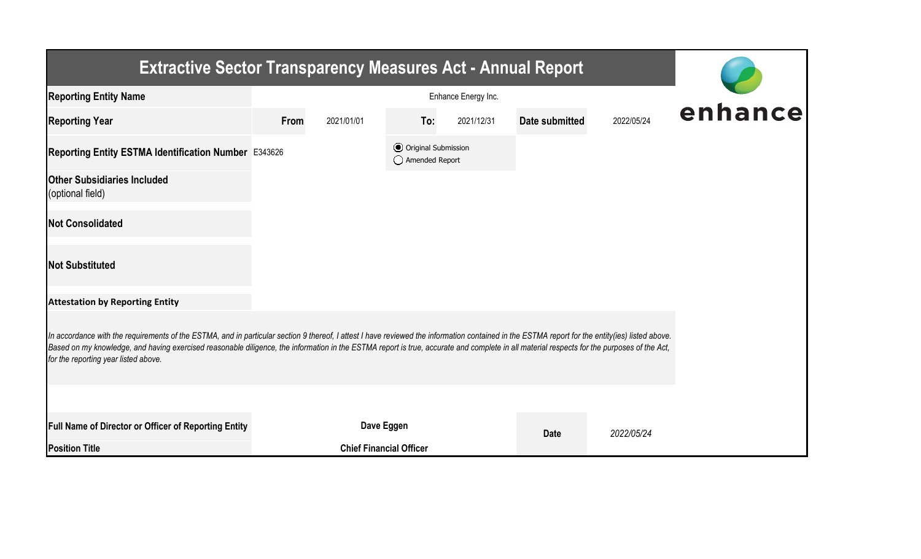# Extractive Sector Transparency Measures Act - Annual Report

enhance

| | | | | | | |
|---|---|---|---|---|---|---|
| **Reporting Entity Name** | Enhance Energy Inc. | | | | | |
| **Reporting Year** | **From** | 2021/01/01 | **To:** | 2021/12/31 | **Date submitted** | 2022/05/24 |
| **Reporting Entity ESTMA Identification Number** | E343626 | | (●) Original Submission ( ) Amended Report | | | |
| **Other Subsidiaries Included** (optional field) | | | | | | |
| **Not Consolidated** | | | | | | |
| **Not Substituted** | | | | | | |

**Attestation by Reporting Entity**

*In accordance with the requirements of the ESTMA, and in particular section 9 thereof, I attest I have reviewed the information contained in the ESTMA report for the entity(ies) listed above. Based on my knowledge, and having exercised reasonable diligence, the information in the ESTMA report is true, accurate and complete in all material respects for the purposes of the Act, for the reporting year listed above.*

| | | | |
|---|---|---|---|
| **Full Name of Director or Officer of Reporting Entity** | **Dave Eggen** | **Date** | *2022/05/24* |
| **Position Title** | **Chief Financial Officer** | | |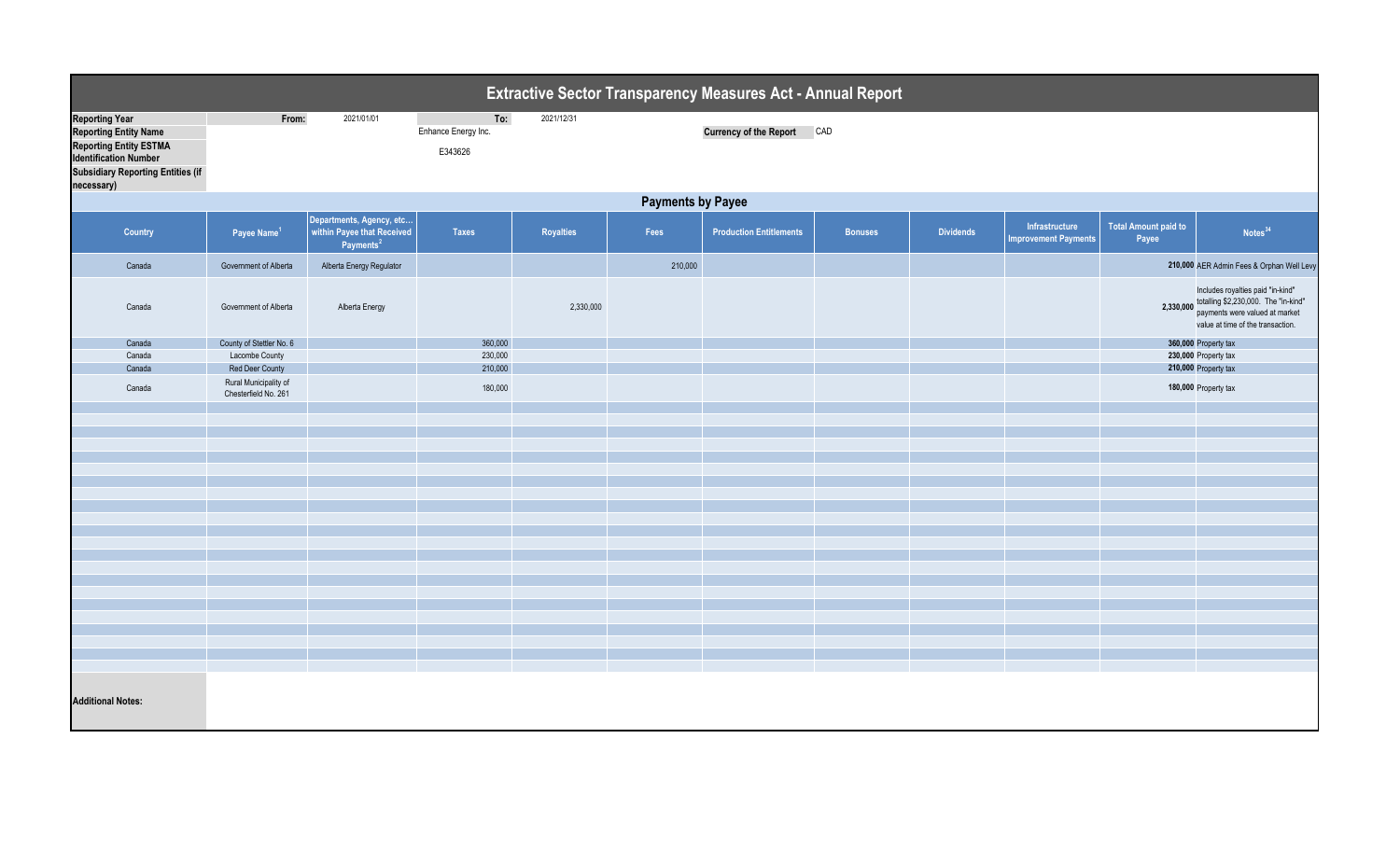# Extractive Sector Transparency Measures Act - Annual Report

| | | | |
|---|---|---|---|
| **Reporting Year** | From: 2021/01/01 | To: 2021/12/31 | |
| **Reporting Entity Name** | Enhance Energy Inc. | | **Currency of the Report** CAD |
| **Reporting Entity ESTMA Identification Number** | E343626 | | |
| **Subsidiary Reporting Entities (if necessary)** | | | |

## Payments by Payee

| Country | Payee Name[1] | Departments, Agency, etc... within Payee that Received Payments[2] | Taxes | Royalties | Fees | Production Entitlements | Bonuses | Dividends | Infrastructure Improvement Payments | Total Amount paid to Payee | Notes[34] |
|---|---|---|---|---|---|---|---|---|---|---|---|
| Canada | Government of Alberta | Alberta Energy Regulator | | | 210,000 | | | | | 210,000 | AER Admin Fees & Orphan Well Levy |
| Canada | Government of Alberta | Alberta Energy | | 2,330,000 | | | | | | 2,330,000 | Includes royalties paid "in-kind" totalling $2,230,000. The "in-kind" payments were valued at market value at time of the transaction. |
| Canada | County of Stettler No. 6 | | 360,000 | | | | | | | 360,000 | Property tax |
| Canada | Lacombe County | | 230,000 | | | | | | | 230,000 | Property tax |
| Canada | Red Deer County | | 210,000 | | | | | | | 210,000 | Property tax |
| Canada | Rural Municipality of Chesterfield No. 261 | | 180,000 | | | | | | | 180,000 | Property tax |

**Additional Notes:**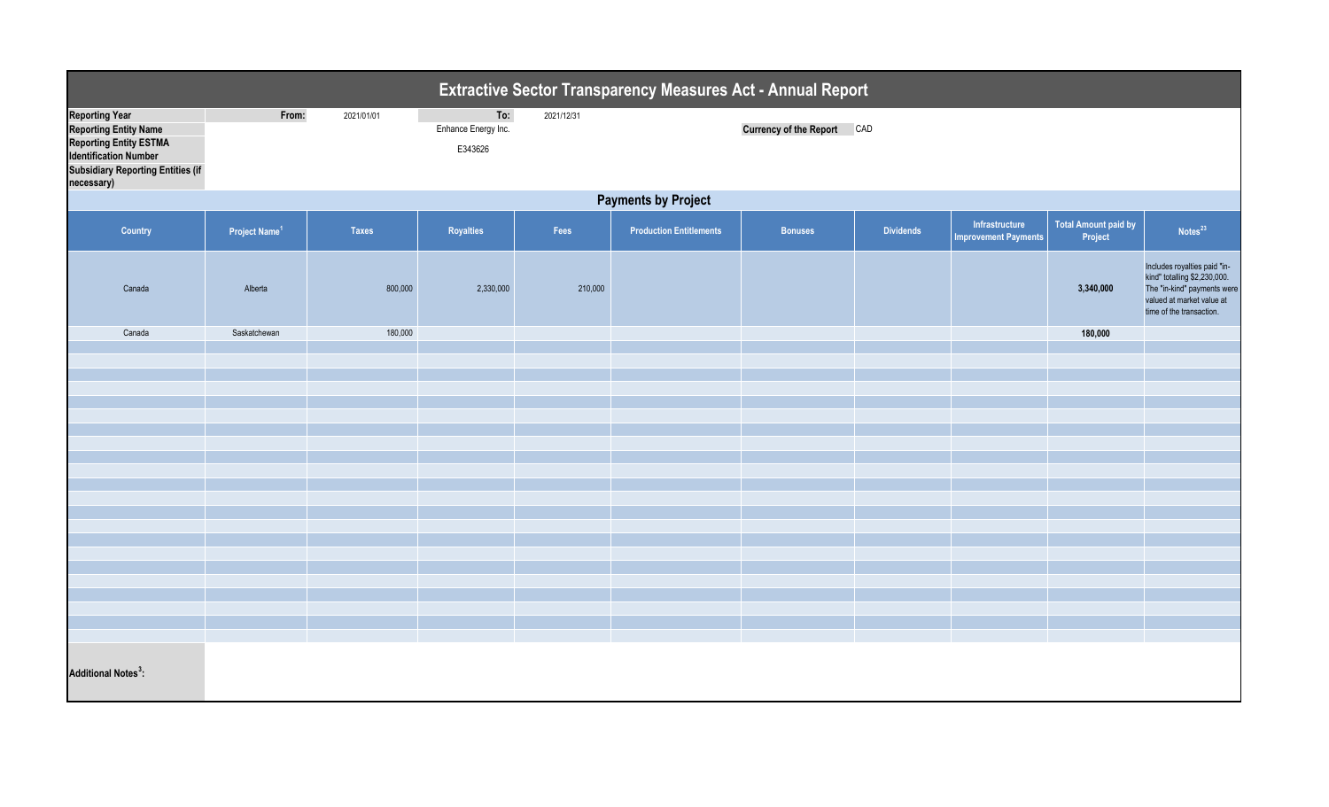# Extractive Sector Transparency Measures Act - Annual Report

| | | | | | |
|---|---|---|---|---|---|
| **Reporting Year** | **From:** | 2021/01/01 | **To:** | 2021/12/31 | |
| **Reporting Entity Name** | | | Enhance Energy Inc. | | **Currency of the Report** CAD |
| **Reporting Entity ESTMA Identification Number** | | | E343626 | | |
| **Subsidiary Reporting Entities (if necessary)** | | | | | |

## Payments by Project

| Country | Project Name[1] | Taxes | Royalties | Fees | Production Entitlements | Bonuses | Dividends | Infrastructure Improvement Payments | Total Amount paid by Project | Notes[23] |
|---|---|---|---|---|---|---|---|---|---|---|
| Canada | Alberta | 800,000 | 2,330,000 | 210,000 | | | | | **3,340,000** | Includes royalties paid "in-kind" totalling $2,230,000. The "in-kind" payments were valued at market value at time of the transaction. |
| Canada | Saskatchewan | 180,000 | | | | | | | **180,000** | |

**Additional Notes[3]:**